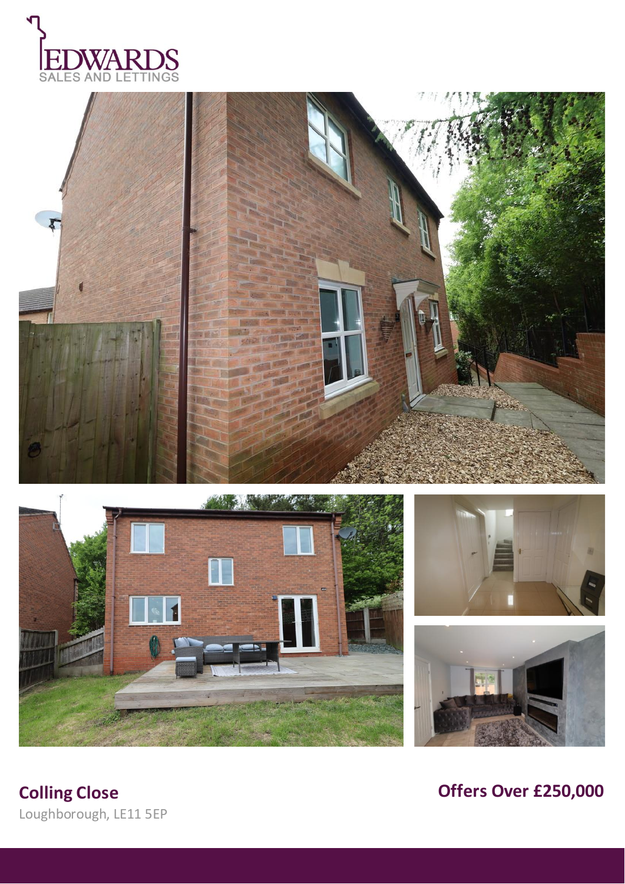EDWARDS
SALES AND LETTINGS

## Colling Close

Loughborough, LE11 5EP

## Offers Over £250,000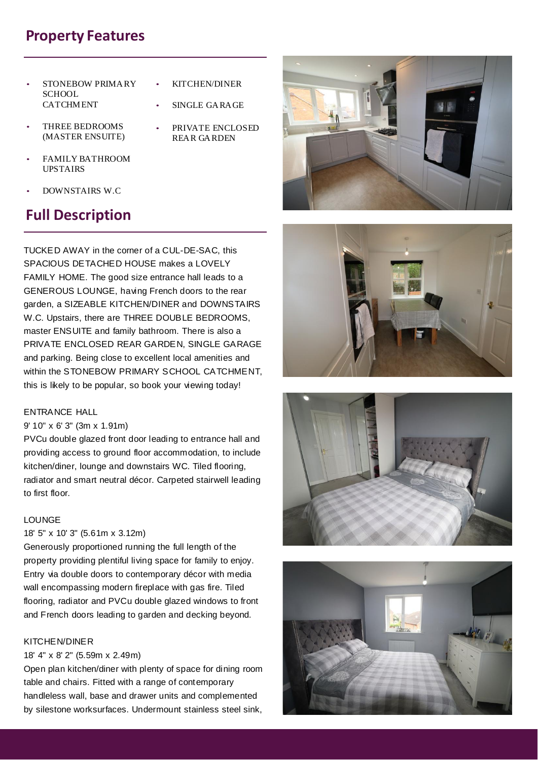## Property Features

- STONEBOW PRIMARY SCHOOL CATCHMENT
- THREE BEDROOMS (MASTER ENSUITE)
- FAMILY BATHROOM UPSTAIRS
- DOWNSTAIRS W.C
- KITCHEN/DINER
- SINGLE GARAGE
- PRIVATE ENCLOSED REAR GARDEN

## Full Description

TUCKED AWAY in the corner of a CUL-DE-SAC, this SPACIOUS DETACHED HOUSE makes a LOVELY FAMILY HOME. The good size entrance hall leads to a GENEROUS LOUNGE, having French doors to the rear garden, a SIZEABLE KITCHEN/DINER and DOWNSTAIRS W.C. Upstairs, there are THREE DOUBLE BEDROOMS, master ENSUITE and family bathroom. There is also a PRIVATE ENCLOSED REAR GARDEN, SINGLE GARAGE and parking. Being close to excellent local amenities and within the STONEBOW PRIMARY SCHOOL CATCHMENT, this is likely to be popular, so book your viewing today!

ENTRANCE HALL
9' 10" x 6' 3" (3m x 1.91m)
PVCu double glazed front door leading to entrance hall and providing access to ground floor accommodation, to include kitchen/diner, lounge and downstairs WC. Tiled flooring, radiator and smart neutral décor. Carpeted stairwell leading to first floor.

LOUNGE
18' 5" x 10' 3" (5.61m x 3.12m)
Generously proportioned running the full length of the property providing plentiful living space for family to enjoy. Entry via double doors to contemporary décor with media wall encompassing modern fireplace with gas fire. Tiled flooring, radiator and PVCu double glazed windows to front and French doors leading to garden and decking beyond.

KITCHEN/DINER
18' 4" x 8' 2" (5.59m x 2.49m)
Open plan kitchen/diner with plenty of space for dining room table and chairs. Fitted with a range of contemporary handleless wall, base and drawer units and complemented by silestone worksurfaces. Undermount stainless steel sink,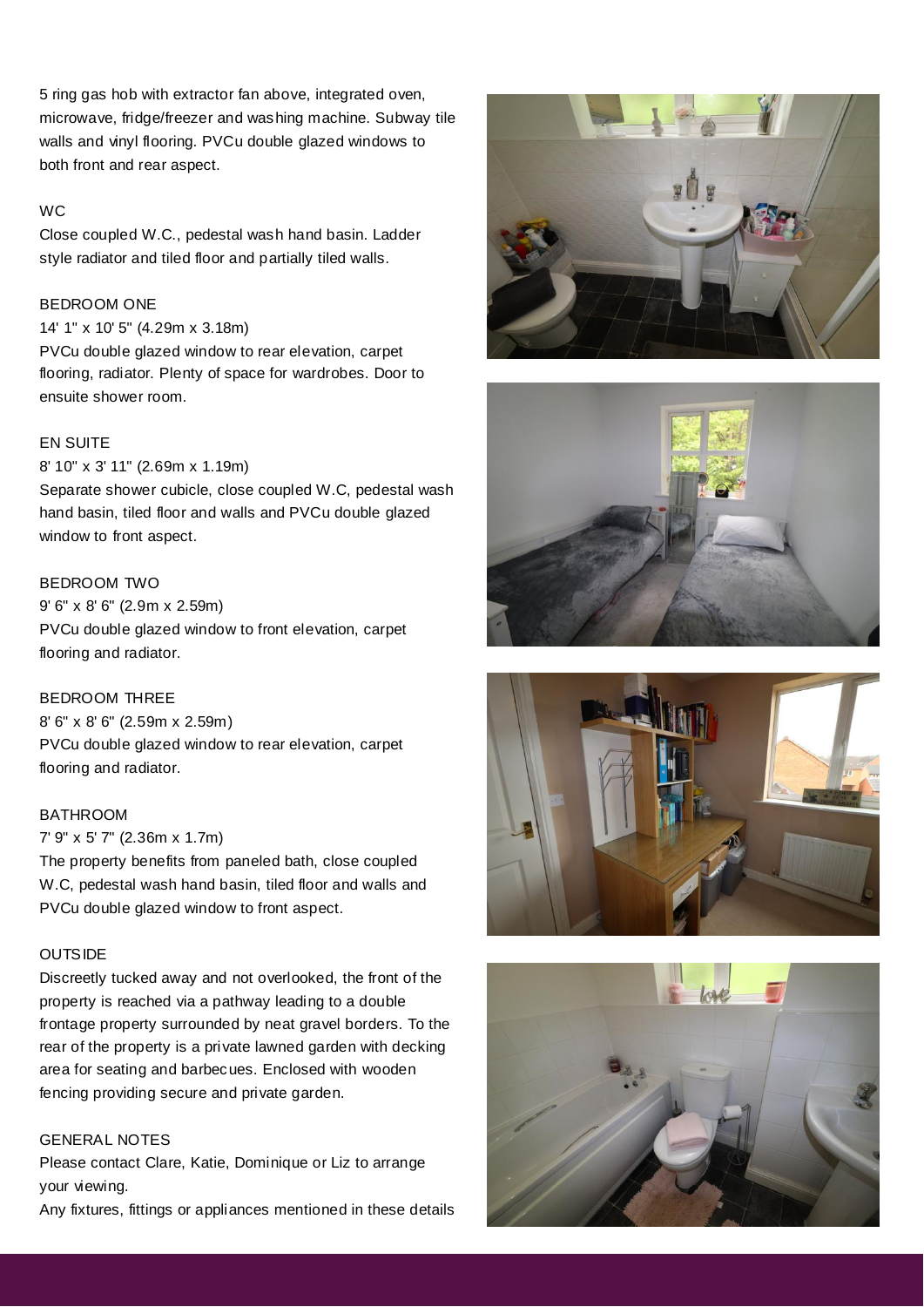5 ring gas hob with extractor fan above, integrated oven, microwave, fridge/freezer and washing machine. Subway tile walls and vinyl flooring. PVCu double glazed windows to both front and rear aspect.

WC

Close coupled W.C., pedestal wash hand basin. Ladder style radiator and tiled floor and partially tiled walls.

BEDROOM ONE

14' 1" x 10' 5" (4.29m x 3.18m)

PVCu double glazed window to rear elevation, carpet flooring, radiator. Plenty of space for wardrobes. Door to ensuite shower room.

EN SUITE

8' 10" x 3' 11" (2.69m x 1.19m)

Separate shower cubicle, close coupled W.C, pedestal wash hand basin, tiled floor and walls and PVCu double glazed window to front aspect.

BEDROOM TWO

9' 6" x 8' 6" (2.9m x 2.59m)

PVCu double glazed window to front elevation, carpet flooring and radiator.

BEDROOM THREE

8' 6" x 8' 6" (2.59m x 2.59m)

PVCu double glazed window to rear elevation, carpet flooring and radiator.

BATHROOM

7' 9" x 5' 7" (2.36m x 1.7m)

The property benefits from paneled bath, close coupled W.C, pedestal wash hand basin, tiled floor and walls and PVCu double glazed window to front aspect.

OUTSIDE

Discreetly tucked away and not overlooked, the front of the property is reached via a pathway leading to a double frontage property surrounded by neat gravel borders. To the rear of the property is a private lawned garden with decking area for seating and barbecues. Enclosed with wooden fencing providing secure and private garden.

GENERAL NOTES

Please contact Clare, Katie, Dominique or Liz to arrange your viewing.

Any fixtures, fittings or appliances mentioned in these details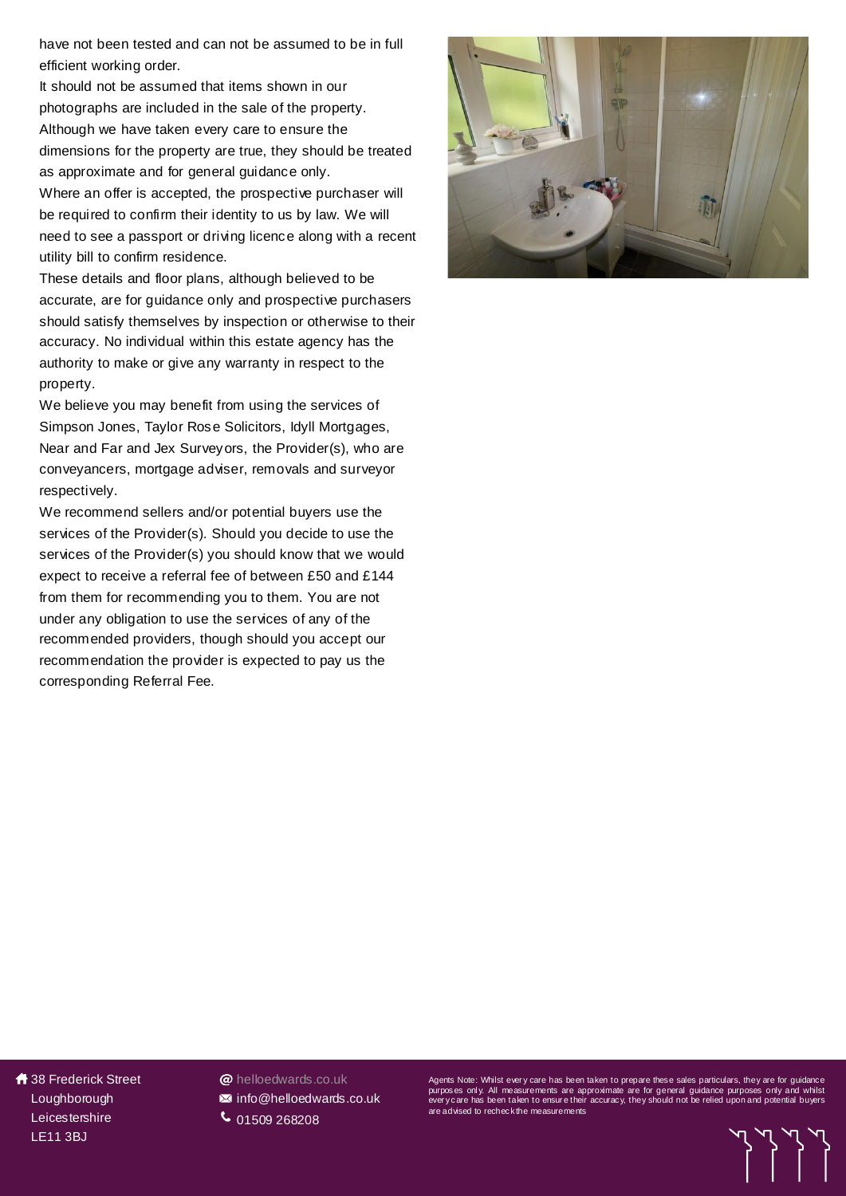have not been tested and can not be assumed to be in full efficient working order.

It should not be assumed that items shown in our photographs are included in the sale of the property.

Although we have taken every care to ensure the dimensions for the property are true, they should be treated as approximate and for general guidance only.

Where an offer is accepted, the prospective purchaser will be required to confirm their identity to us by law. We will need to see a passport or driving licence along with a recent utility bill to confirm residence.

These details and floor plans, although believed to be accurate, are for guidance only and prospective purchasers should satisfy themselves by inspection or otherwise to their accuracy. No individual within this estate agency has the authority to make or give any warranty in respect to the property.

We believe you may benefit from using the services of Simpson Jones, Taylor Rose Solicitors, Idyll Mortgages, Near and Far and Jex Surveyors, the Provider(s), who are conveyancers, mortgage adviser, removals and surveyor respectively.

We recommend sellers and/or potential buyers use the services of the Provider(s). Should you decide to use the services of the Provider(s) you should know that we would expect to receive a referral fee of between £50 and £144 from them for recommending you to them. You are not under any obligation to use the services of any of the recommended providers, though should you accept our recommendation the provider is expected to pay us the corresponding Referral Fee.

38 Frederick Street
Loughborough
Leicestershire
LE11 3BJ

helloedwards.co.uk
info@helloedwards.co.uk
01509 268208

Agents Note: Whilst every care has been taken to prepare these sales particulars, they are for guidance purposes only. All measurements are approximate are for general guidance purposes only and whilst every care has been taken to ensure their accuracy, they should not be relied upon and potential buyers are advised to recheck the measurements